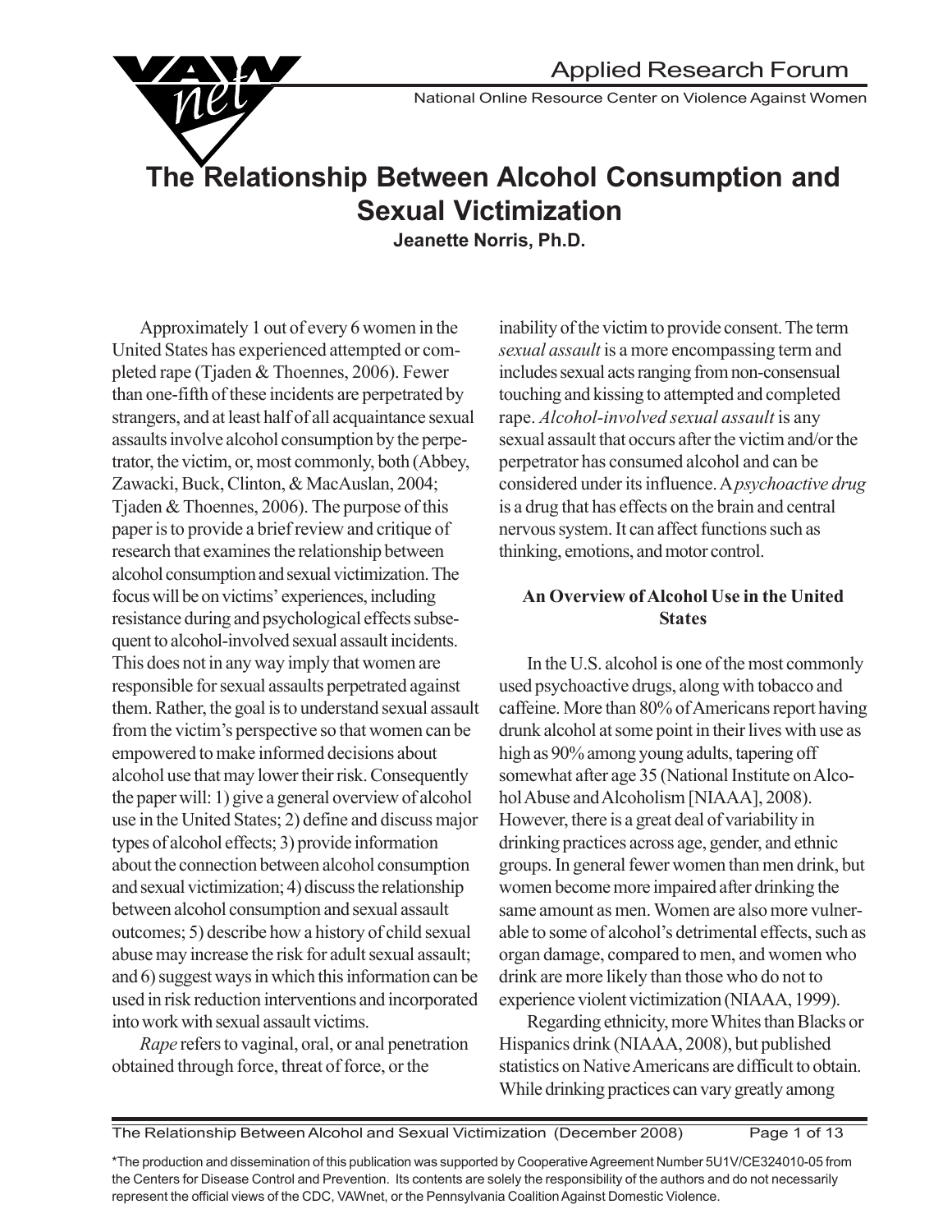Applied Research Forum

National Online Resource Center on Violence Against Women

# The Relationship Between Alcohol Consumption and Sexual Victimization

**Jeanette Norris, Ph.D.**

Approximately 1 out of every 6 women in the United States has experienced attempted or completed rape (Tjaden & Thoennes, 2006). Fewer than one-fifth of these incidents are perpetrated by strangers, and at least half of all acquaintance sexual assaults involve alcohol consumption by the perpetrator, the victim, or, most commonly, both (Abbey, Zawacki, Buck, Clinton, & MacAuslan, 2004; Tjaden & Thoennes, 2006). The purpose of this paper is to provide a brief review and critique of research that examines the relationship between alcohol consumption and sexual victimization. The focus will be on victims' experiences, including resistance during and psychological effects subsequent to alcohol-involved sexual assault incidents. This does not in any way imply that women are responsible for sexual assaults perpetrated against them. Rather, the goal is to understand sexual assault from the victim's perspective so that women can be empowered to make informed decisions about alcohol use that may lower their risk. Consequently the paper will: 1) give a general overview of alcohol use in the United States; 2) define and discuss major types of alcohol effects; 3) provide information about the connection between alcohol consumption and sexual victimization; 4) discuss the relationship between alcohol consumption and sexual assault outcomes; 5) describe how a history of child sexual abuse may increase the risk for adult sexual assault; and 6) suggest ways in which this information can be used in risk reduction interventions and incorporated into work with sexual assault victims.

*Rape* refers to vaginal, oral, or anal penetration obtained through force, threat of force, or the inability of the victim to provide consent. The term *sexual assault* is a more encompassing term and includes sexual acts ranging from non-consensual touching and kissing to attempted and completed rape. *Alcohol-involved sexual assault* is any sexual assault that occurs after the victim and/or the perpetrator has consumed alcohol and can be considered under its influence. A *psychoactive drug* is a drug that has effects on the brain and central nervous system. It can affect functions such as thinking, emotions, and motor control.

## An Overview of Alcohol Use in the United States

In the U.S. alcohol is one of the most commonly used psychoactive drugs, along with tobacco and caffeine. More than 80% of Americans report having drunk alcohol at some point in their lives with use as high as 90% among young adults, tapering off somewhat after age 35 (National Institute on Alcohol Abuse and Alcoholism [NIAAA], 2008). However, there is a great deal of variability in drinking practices across age, gender, and ethnic groups. In general fewer women than men drink, but women become more impaired after drinking the same amount as men. Women are also more vulnerable to some of alcohol's detrimental effects, such as organ damage, compared to men, and women who drink are more likely than those who do not to experience violent victimization (NIAAA, 1999).

Regarding ethnicity, more Whites than Blacks or Hispanics drink (NIAAA, 2008), but published statistics on Native Americans are difficult to obtain. While drinking practices can vary greatly among

\*The production and dissemination of this publication was supported by Cooperative Agreement Number 5U1V/CE324010-05 from the Centers for Disease Control and Prevention. Its contents are solely the responsibility of the authors and do not necessarily represent the official views of the CDC, VAWnet, or the Pennsylvania Coalition Against Domestic Violence.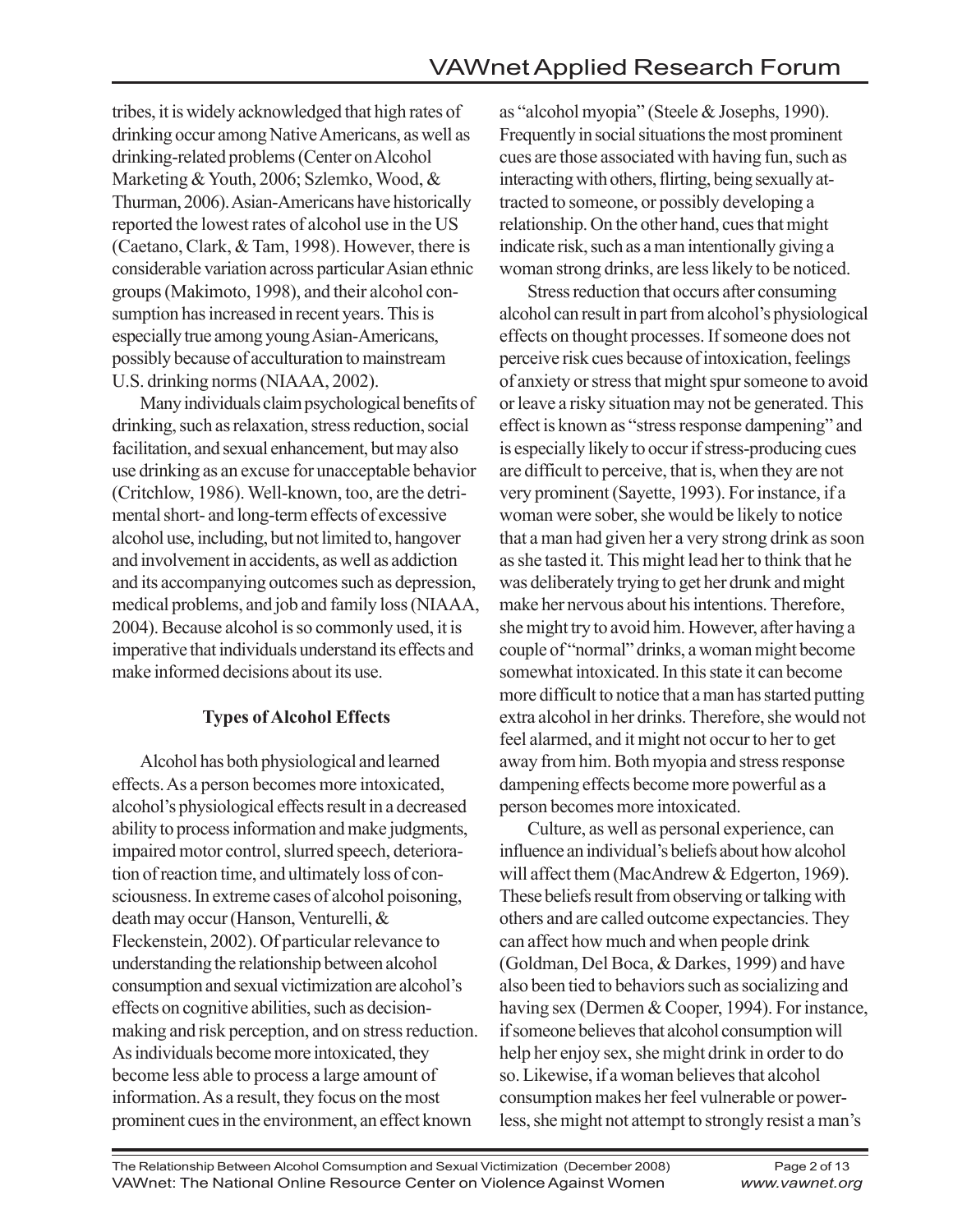tribes, it is widely acknowledged that high rates of drinking occur among Native Americans, as well as drinking-related problems (Center on Alcohol Marketing & Youth, 2006; Szlemko, Wood, & Thurman, 2006). Asian-Americans have historically reported the lowest rates of alcohol use in the US (Caetano, Clark, & Tam, 1998). However, there is considerable variation across particular Asian ethnic groups (Makimoto, 1998), and their alcohol consumption has increased in recent years. This is especially true among young Asian-Americans, possibly because of acculturation to mainstream U.S. drinking norms (NIAAA, 2002).

Many individuals claim psychological benefits of drinking, such as relaxation, stress reduction, social facilitation, and sexual enhancement, but may also use drinking as an excuse for unacceptable behavior (Critchlow, 1986). Well-known, too, are the detrimental short- and long-term effects of excessive alcohol use, including, but not limited to, hangover and involvement in accidents, as well as addiction and its accompanying outcomes such as depression, medical problems, and job and family loss (NIAAA, 2004). Because alcohol is so commonly used, it is imperative that individuals understand its effects and make informed decisions about its use.

## Types of Alcohol Effects

Alcohol has both physiological and learned effects. As a person becomes more intoxicated, alcohol's physiological effects result in a decreased ability to process information and make judgments, impaired motor control, slurred speech, deterioration of reaction time, and ultimately loss of consciousness. In extreme cases of alcohol poisoning, death may occur (Hanson, Venturelli, & Fleckenstein, 2002). Of particular relevance to understanding the relationship between alcohol consumption and sexual victimization are alcohol's effects on cognitive abilities, such as decision-making and risk perception, and on stress reduction. As individuals become more intoxicated, they become less able to process a large amount of information. As a result, they focus on the most prominent cues in the environment, an effect known as "alcohol myopia" (Steele & Josephs, 1990). Frequently in social situations the most prominent cues are those associated with having fun, such as interacting with others, flirting, being sexually attracted to someone, or possibly developing a relationship. On the other hand, cues that might indicate risk, such as a man intentionally giving a woman strong drinks, are less likely to be noticed.

Stress reduction that occurs after consuming alcohol can result in part from alcohol's physiological effects on thought processes. If someone does not perceive risk cues because of intoxication, feelings of anxiety or stress that might spur someone to avoid or leave a risky situation may not be generated. This effect is known as "stress response dampening" and is especially likely to occur if stress-producing cues are difficult to perceive, that is, when they are not very prominent (Sayette, 1993). For instance, if a woman were sober, she would be likely to notice that a man had given her a very strong drink as soon as she tasted it. This might lead her to think that he was deliberately trying to get her drunk and might make her nervous about his intentions. Therefore, she might try to avoid him. However, after having a couple of "normal" drinks, a woman might become somewhat intoxicated. In this state it can become more difficult to notice that a man has started putting extra alcohol in her drinks. Therefore, she would not feel alarmed, and it might not occur to her to get away from him. Both myopia and stress response dampening effects become more powerful as a person becomes more intoxicated.

Culture, as well as personal experience, can influence an individual's beliefs about how alcohol will affect them (MacAndrew & Edgerton, 1969). These beliefs result from observing or talking with others and are called outcome expectancies. They can affect how much and when people drink (Goldman, Del Boca, & Darkes, 1999) and have also been tied to behaviors such as socializing and having sex (Dermen & Cooper, 1994). For instance, if someone believes that alcohol consumption will help her enjoy sex, she might drink in order to do so. Likewise, if a woman believes that alcohol consumption makes her feel vulnerable or powerless, she might not attempt to strongly resist a man's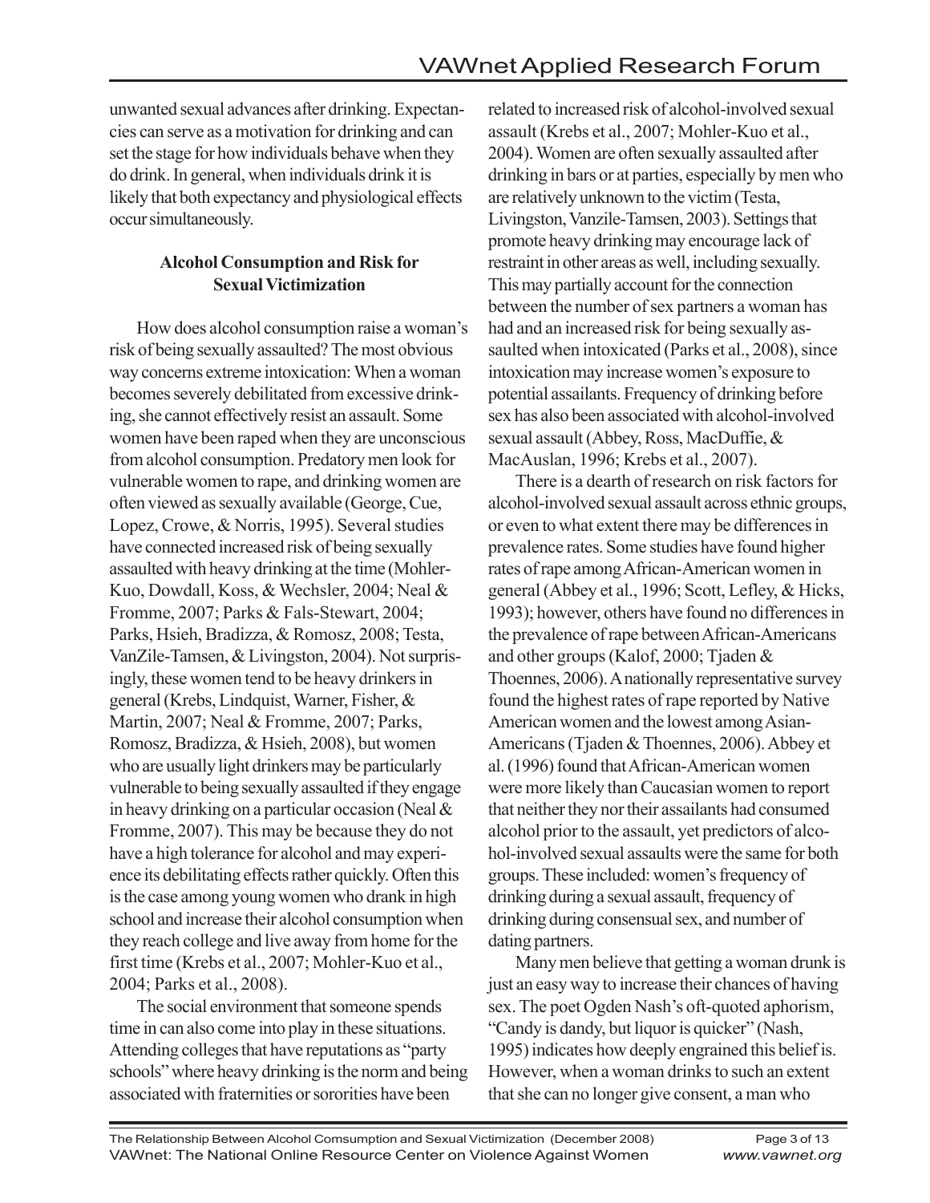unwanted sexual advances after drinking. Expectancies can serve as a motivation for drinking and can set the stage for how individuals behave when they do drink. In general, when individuals drink it is likely that both expectancy and physiological effects occur simultaneously.

### Alcohol Consumption and Risk for Sexual Victimization

How does alcohol consumption raise a woman's risk of being sexually assaulted? The most obvious way concerns extreme intoxication: When a woman becomes severely debilitated from excessive drinking, she cannot effectively resist an assault. Some women have been raped when they are unconscious from alcohol consumption. Predatory men look for vulnerable women to rape, and drinking women are often viewed as sexually available (George, Cue, Lopez, Crowe, & Norris, 1995). Several studies have connected increased risk of being sexually assaulted with heavy drinking at the time (Mohler-Kuo, Dowdall, Koss, & Wechsler, 2004; Neal & Fromme, 2007; Parks & Fals-Stewart, 2004; Parks, Hsieh, Bradizza, & Romosz, 2008; Testa, VanZile-Tamsen, & Livingston, 2004). Not surprisingly, these women tend to be heavy drinkers in general (Krebs, Lindquist, Warner, Fisher, & Martin, 2007; Neal & Fromme, 2007; Parks, Romosz, Bradizza, & Hsieh, 2008), but women who are usually light drinkers may be particularly vulnerable to being sexually assaulted if they engage in heavy drinking on a particular occasion (Neal & Fromme, 2007). This may be because they do not have a high tolerance for alcohol and may experience its debilitating effects rather quickly. Often this is the case among young women who drank in high school and increase their alcohol consumption when they reach college and live away from home for the first time (Krebs et al., 2007; Mohler-Kuo et al., 2004; Parks et al., 2008).

The social environment that someone spends time in can also come into play in these situations. Attending colleges that have reputations as "party schools" where heavy drinking is the norm and being associated with fraternities or sororities have been related to increased risk of alcohol-involved sexual assault (Krebs et al., 2007; Mohler-Kuo et al., 2004). Women are often sexually assaulted after drinking in bars or at parties, especially by men who are relatively unknown to the victim (Testa, Livingston, Vanzile-Tamsen, 2003). Settings that promote heavy drinking may encourage lack of restraint in other areas as well, including sexually. This may partially account for the connection between the number of sex partners a woman has had and an increased risk for being sexually assaulted when intoxicated (Parks et al., 2008), since intoxication may increase women's exposure to potential assailants. Frequency of drinking before sex has also been associated with alcohol-involved sexual assault (Abbey, Ross, MacDuffie, & MacAuslan, 1996; Krebs et al., 2007).

There is a dearth of research on risk factors for alcohol-involved sexual assault across ethnic groups, or even to what extent there may be differences in prevalence rates. Some studies have found higher rates of rape among African-American women in general (Abbey et al., 1996; Scott, Lefley, & Hicks, 1993); however, others have found no differences in the prevalence of rape between African-Americans and other groups (Kalof, 2000; Tjaden & Thoennes, 2006). A nationally representative survey found the highest rates of rape reported by Native American women and the lowest among Asian-Americans (Tjaden & Thoennes, 2006). Abbey et al. (1996) found that African-American women were more likely than Caucasian women to report that neither they nor their assailants had consumed alcohol prior to the assault, yet predictors of alcohol-involved sexual assaults were the same for both groups. These included: women's frequency of drinking during a sexual assault, frequency of drinking during consensual sex, and number of dating partners.

Many men believe that getting a woman drunk is just an easy way to increase their chances of having sex. The poet Ogden Nash's oft-quoted aphorism, "Candy is dandy, but liquor is quicker" (Nash, 1995) indicates how deeply engrained this belief is. However, when a woman drinks to such an extent that she can no longer give consent, a man who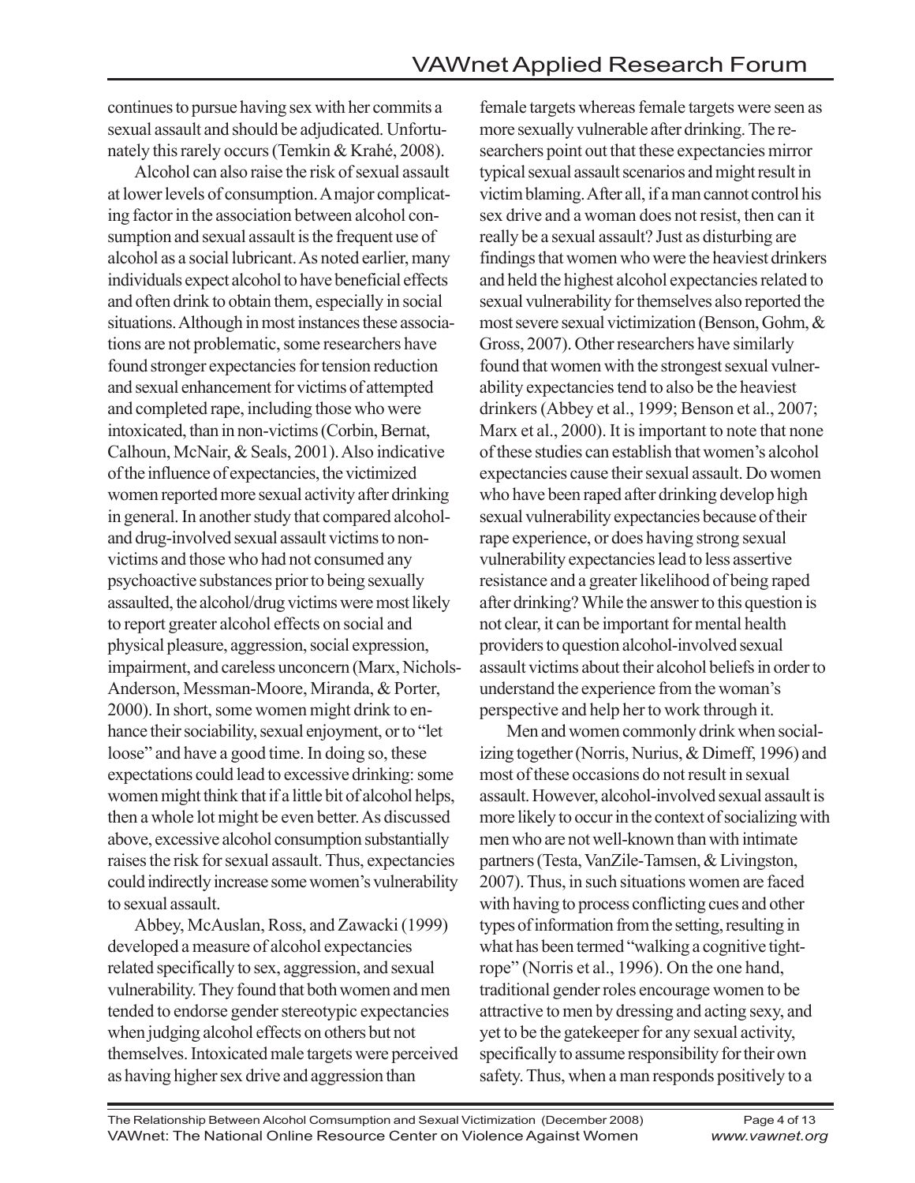continues to pursue having sex with her commits a sexual assault and should be adjudicated. Unfortunately this rarely occurs (Temkin & Krahé, 2008).

Alcohol can also raise the risk of sexual assault at lower levels of consumption. A major complicating factor in the association between alcohol consumption and sexual assault is the frequent use of alcohol as a social lubricant. As noted earlier, many individuals expect alcohol to have beneficial effects and often drink to obtain them, especially in social situations. Although in most instances these associations are not problematic, some researchers have found stronger expectancies for tension reduction and sexual enhancement for victims of attempted and completed rape, including those who were intoxicated, than in non-victims (Corbin, Bernat, Calhoun, McNair, & Seals, 2001). Also indicative of the influence of expectancies, the victimized women reported more sexual activity after drinking in general. In another study that compared alcohol- and drug-involved sexual assault victims to non-victims and those who had not consumed any psychoactive substances prior to being sexually assaulted, the alcohol/drug victims were most likely to report greater alcohol effects on social and physical pleasure, aggression, social expression, impairment, and careless unconcern (Marx, Nichols-Anderson, Messman-Moore, Miranda, & Porter, 2000). In short, some women might drink to enhance their sociability, sexual enjoyment, or to "let loose" and have a good time. In doing so, these expectations could lead to excessive drinking: some women might think that if a little bit of alcohol helps, then a whole lot might be even better. As discussed above, excessive alcohol consumption substantially raises the risk for sexual assault. Thus, expectancies could indirectly increase some women's vulnerability to sexual assault.

Abbey, McAuslan, Ross, and Zawacki (1999) developed a measure of alcohol expectancies related specifically to sex, aggression, and sexual vulnerability. They found that both women and men tended to endorse gender stereotypic expectancies when judging alcohol effects on others but not themselves. Intoxicated male targets were perceived as having higher sex drive and aggression than female targets whereas female targets were seen as more sexually vulnerable after drinking. The researchers point out that these expectancies mirror typical sexual assault scenarios and might result in victim blaming. After all, if a man cannot control his sex drive and a woman does not resist, then can it really be a sexual assault? Just as disturbing are findings that women who were the heaviest drinkers and held the highest alcohol expectancies related to sexual vulnerability for themselves also reported the most severe sexual victimization (Benson, Gohm, & Gross, 2007). Other researchers have similarly found that women with the strongest sexual vulnerability expectancies tend to also be the heaviest drinkers (Abbey et al., 1999; Benson et al., 2007; Marx et al., 2000). It is important to note that none of these studies can establish that women's alcohol expectancies cause their sexual assault. Do women who have been raped after drinking develop high sexual vulnerability expectancies because of their rape experience, or does having strong sexual vulnerability expectancies lead to less assertive resistance and a greater likelihood of being raped after drinking? While the answer to this question is not clear, it can be important for mental health providers to question alcohol-involved sexual assault victims about their alcohol beliefs in order to understand the experience from the woman's perspective and help her to work through it.

Men and women commonly drink when socializing together (Norris, Nurius, & Dimeff, 1996) and most of these occasions do not result in sexual assault. However, alcohol-involved sexual assault is more likely to occur in the context of socializing with men who are not well-known than with intimate partners (Testa, VanZile-Tamsen, & Livingston, 2007). Thus, in such situations women are faced with having to process conflicting cues and other types of information from the setting, resulting in what has been termed "walking a cognitive tightrope" (Norris et al., 1996). On the one hand, traditional gender roles encourage women to be attractive to men by dressing and acting sexy, and yet to be the gatekeeper for any sexual activity, specifically to assume responsibility for their own safety. Thus, when a man responds positively to a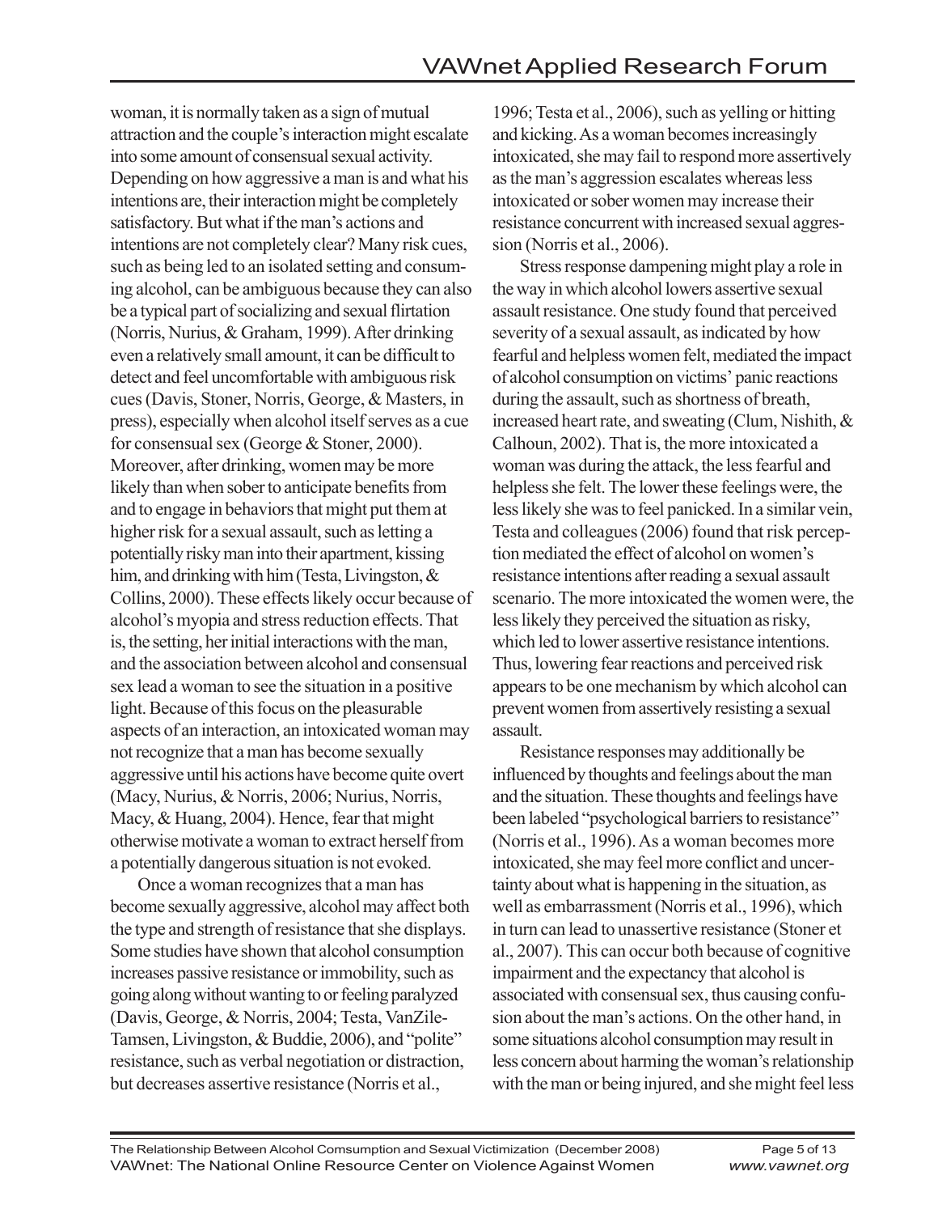woman, it is normally taken as a sign of mutual attraction and the couple's interaction might escalate into some amount of consensual sexual activity. Depending on how aggressive a man is and what his intentions are, their interaction might be completely satisfactory. But what if the man's actions and intentions are not completely clear? Many risk cues, such as being led to an isolated setting and consuming alcohol, can be ambiguous because they can also be a typical part of socializing and sexual flirtation (Norris, Nurius, & Graham, 1999). After drinking even a relatively small amount, it can be difficult to detect and feel uncomfortable with ambiguous risk cues (Davis, Stoner, Norris, George, & Masters, in press), especially when alcohol itself serves as a cue for consensual sex (George & Stoner, 2000). Moreover, after drinking, women may be more likely than when sober to anticipate benefits from and to engage in behaviors that might put them at higher risk for a sexual assault, such as letting a potentially risky man into their apartment, kissing him, and drinking with him (Testa, Livingston, & Collins, 2000). These effects likely occur because of alcohol's myopia and stress reduction effects. That is, the setting, her initial interactions with the man, and the association between alcohol and consensual sex lead a woman to see the situation in a positive light. Because of this focus on the pleasurable aspects of an interaction, an intoxicated woman may not recognize that a man has become sexually aggressive until his actions have become quite overt (Macy, Nurius, & Norris, 2006; Nurius, Norris, Macy, & Huang, 2004). Hence, fear that might otherwise motivate a woman to extract herself from a potentially dangerous situation is not evoked.

Once a woman recognizes that a man has become sexually aggressive, alcohol may affect both the type and strength of resistance that she displays. Some studies have shown that alcohol consumption increases passive resistance or immobility, such as going along without wanting to or feeling paralyzed (Davis, George, & Norris, 2004; Testa, VanZile-Tamsen, Livingston, & Buddie, 2006), and "polite" resistance, such as verbal negotiation or distraction, but decreases assertive resistance (Norris et al., 1996; Testa et al., 2006), such as yelling or hitting and kicking. As a woman becomes increasingly intoxicated, she may fail to respond more assertively as the man's aggression escalates whereas less intoxicated or sober women may increase their resistance concurrent with increased sexual aggression (Norris et al., 2006).

Stress response dampening might play a role in the way in which alcohol lowers assertive sexual assault resistance. One study found that perceived severity of a sexual assault, as indicated by how fearful and helpless women felt, mediated the impact of alcohol consumption on victims' panic reactions during the assault, such as shortness of breath, increased heart rate, and sweating (Clum, Nishith, & Calhoun, 2002). That is, the more intoxicated a woman was during the attack, the less fearful and helpless she felt. The lower these feelings were, the less likely she was to feel panicked. In a similar vein, Testa and colleagues (2006) found that risk perception mediated the effect of alcohol on women's resistance intentions after reading a sexual assault scenario. The more intoxicated the women were, the less likely they perceived the situation as risky, which led to lower assertive resistance intentions. Thus, lowering fear reactions and perceived risk appears to be one mechanism by which alcohol can prevent women from assertively resisting a sexual assault.

Resistance responses may additionally be influenced by thoughts and feelings about the man and the situation. These thoughts and feelings have been labeled "psychological barriers to resistance" (Norris et al., 1996). As a woman becomes more intoxicated, she may feel more conflict and uncertainty about what is happening in the situation, as well as embarrassment (Norris et al., 1996), which in turn can lead to unassertive resistance (Stoner et al., 2007). This can occur both because of cognitive impairment and the expectancy that alcohol is associated with consensual sex, thus causing confusion about the man's actions. On the other hand, in some situations alcohol consumption may result in less concern about harming the woman's relationship with the man or being injured, and she might feel less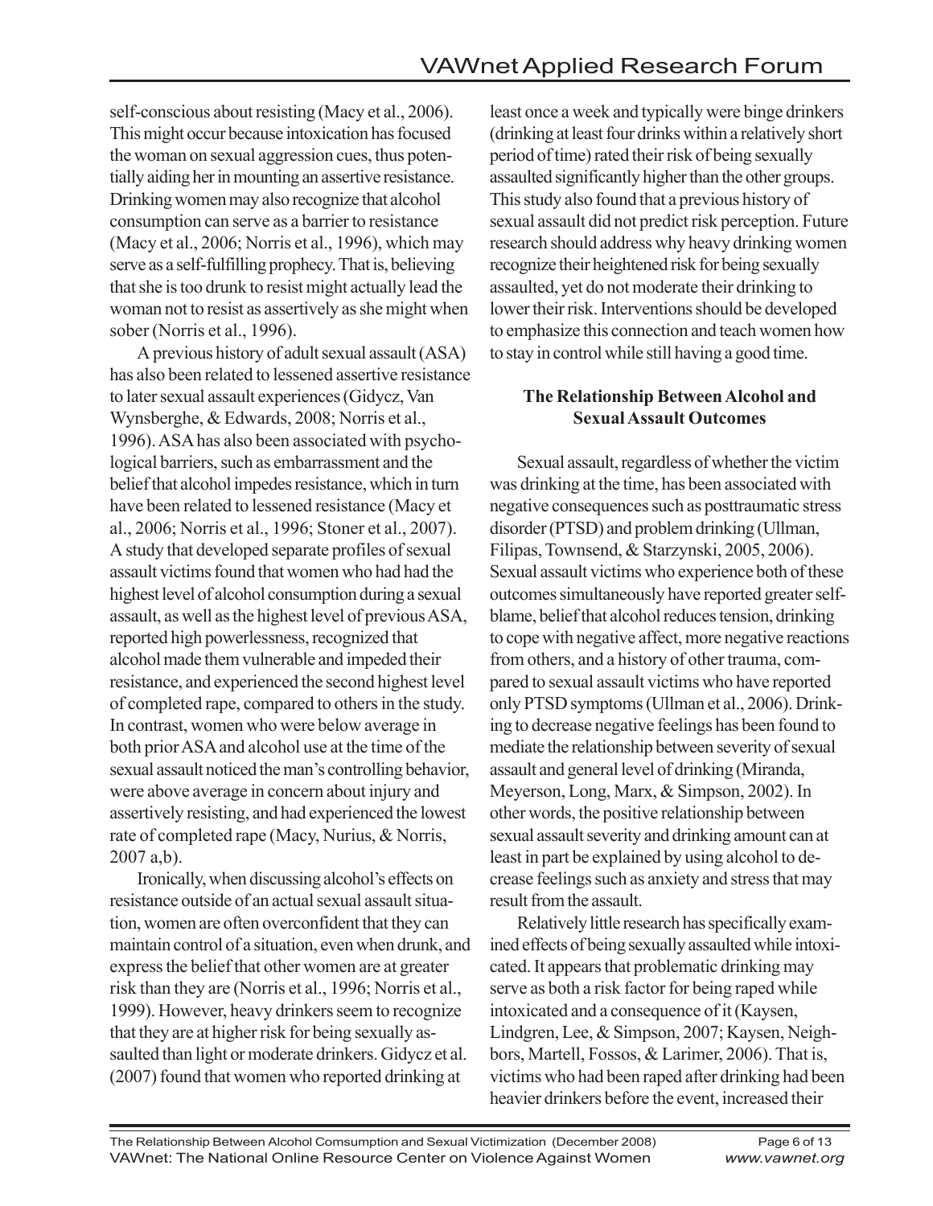self-conscious about resisting (Macy et al., 2006). This might occur because intoxication has focused the woman on sexual aggression cues, thus potentially aiding her in mounting an assertive resistance. Drinking women may also recognize that alcohol consumption can serve as a barrier to resistance (Macy et al., 2006; Norris et al., 1996), which may serve as a self-fulfilling prophecy. That is, believing that she is too drunk to resist might actually lead the woman not to resist as assertively as she might when sober (Norris et al., 1996).

A previous history of adult sexual assault (ASA) has also been related to lessened assertive resistance to later sexual assault experiences (Gidycz, Van Wynsberghe, & Edwards, 2008; Norris et al., 1996). ASA has also been associated with psychological barriers, such as embarrassment and the belief that alcohol impedes resistance, which in turn have been related to lessened resistance (Macy et al., 2006; Norris et al., 1996; Stoner et al., 2007). A study that developed separate profiles of sexual assault victims found that women who had had the highest level of alcohol consumption during a sexual assault, as well as the highest level of previous ASA, reported high powerlessness, recognized that alcohol made them vulnerable and impeded their resistance, and experienced the second highest level of completed rape, compared to others in the study. In contrast, women who were below average in both prior ASA and alcohol use at the time of the sexual assault noticed the man's controlling behavior, were above average in concern about injury and assertively resisting, and had experienced the lowest rate of completed rape (Macy, Nurius, & Norris, 2007 a,b).

Ironically, when discussing alcohol's effects on resistance outside of an actual sexual assault situation, women are often overconfident that they can maintain control of a situation, even when drunk, and express the belief that other women are at greater risk than they are (Norris et al., 1996; Norris et al., 1999). However, heavy drinkers seem to recognize that they are at higher risk for being sexually assaulted than light or moderate drinkers. Gidycz et al. (2007) found that women who reported drinking at least once a week and typically were binge drinkers (drinking at least four drinks within a relatively short period of time) rated their risk of being sexually assaulted significantly higher than the other groups. This study also found that a previous history of sexual assault did not predict risk perception. Future research should address why heavy drinking women recognize their heightened risk for being sexually assaulted, yet do not moderate their drinking to lower their risk. Interventions should be developed to emphasize this connection and teach women how to stay in control while still having a good time.

### The Relationship Between Alcohol and Sexual Assault Outcomes

Sexual assault, regardless of whether the victim was drinking at the time, has been associated with negative consequences such as posttraumatic stress disorder (PTSD) and problem drinking (Ullman, Filipas, Townsend, & Starzynski, 2005, 2006). Sexual assault victims who experience both of these outcomes simultaneously have reported greater self-blame, belief that alcohol reduces tension, drinking to cope with negative affect, more negative reactions from others, and a history of other trauma, compared to sexual assault victims who have reported only PTSD symptoms (Ullman et al., 2006). Drinking to decrease negative feelings has been found to mediate the relationship between severity of sexual assault and general level of drinking (Miranda, Meyerson, Long, Marx, & Simpson, 2002). In other words, the positive relationship between sexual assault severity and drinking amount can at least in part be explained by using alcohol to decrease feelings such as anxiety and stress that may result from the assault.

Relatively little research has specifically examined effects of being sexually assaulted while intoxicated. It appears that problematic drinking may serve as both a risk factor for being raped while intoxicated and a consequence of it (Kaysen, Lindgren, Lee, & Simpson, 2007; Kaysen, Neighbors, Martell, Fossos, & Larimer, 2006). That is, victims who had been raped after drinking had been heavier drinkers before the event, increased their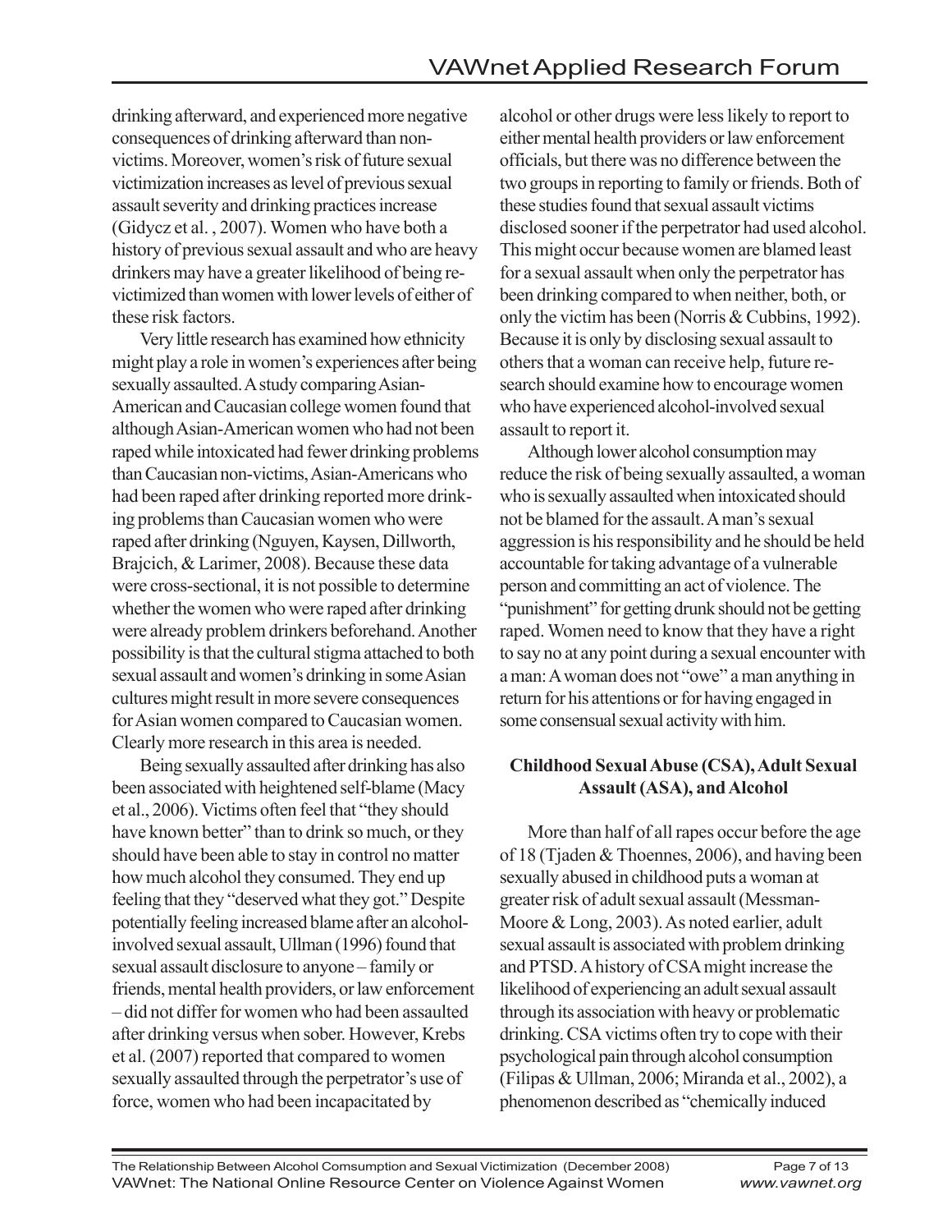drinking afterward, and experienced more negative consequences of drinking afterward than non-victims. Moreover, women's risk of future sexual victimization increases as level of previous sexual assault severity and drinking practices increase (Gidycz et al. , 2007). Women who have both a history of previous sexual assault and who are heavy drinkers may have a greater likelihood of being re-victimized than women with lower levels of either of these risk factors.

Very little research has examined how ethnicity might play a role in women's experiences after being sexually assaulted. A study comparing Asian-American and Caucasian college women found that although Asian-American women who had not been raped while intoxicated had fewer drinking problems than Caucasian non-victims, Asian-Americans who had been raped after drinking reported more drinking problems than Caucasian women who were raped after drinking (Nguyen, Kaysen, Dillworth, Brajcich, & Larimer, 2008). Because these data were cross-sectional, it is not possible to determine whether the women who were raped after drinking were already problem drinkers beforehand. Another possibility is that the cultural stigma attached to both sexual assault and women's drinking in some Asian cultures might result in more severe consequences for Asian women compared to Caucasian women. Clearly more research in this area is needed.

Being sexually assaulted after drinking has also been associated with heightened self-blame (Macy et al., 2006). Victims often feel that "they should have known better" than to drink so much, or they should have been able to stay in control no matter how much alcohol they consumed. They end up feeling that they "deserved what they got." Despite potentially feeling increased blame after an alcohol-involved sexual assault, Ullman (1996) found that sexual assault disclosure to anyone – family or friends, mental health providers, or law enforcement – did not differ for women who had been assaulted after drinking versus when sober. However, Krebs et al. (2007) reported that compared to women sexually assaulted through the perpetrator's use of force, women who had been incapacitated by alcohol or other drugs were less likely to report to either mental health providers or law enforcement officials, but there was no difference between the two groups in reporting to family or friends. Both of these studies found that sexual assault victims disclosed sooner if the perpetrator had used alcohol. This might occur because women are blamed least for a sexual assault when only the perpetrator has been drinking compared to when neither, both, or only the victim has been (Norris & Cubbins, 1992). Because it is only by disclosing sexual assault to others that a woman can receive help, future research should examine how to encourage women who have experienced alcohol-involved sexual assault to report it.

Although lower alcohol consumption may reduce the risk of being sexually assaulted, a woman who is sexually assaulted when intoxicated should not be blamed for the assault. A man's sexual aggression is his responsibility and he should be held accountable for taking advantage of a vulnerable person and committing an act of violence. The "punishment" for getting drunk should not be getting raped. Women need to know that they have a right to say no at any point during a sexual encounter with a man: A woman does not "owe" a man anything in return for his attentions or for having engaged in some consensual sexual activity with him.

### Childhood Sexual Abuse (CSA), Adult Sexual Assault (ASA), and Alcohol

More than half of all rapes occur before the age of 18 (Tjaden & Thoennes, 2006), and having been sexually abused in childhood puts a woman at greater risk of adult sexual assault (Messman-Moore & Long, 2003). As noted earlier, adult sexual assault is associated with problem drinking and PTSD. A history of CSA might increase the likelihood of experiencing an adult sexual assault through its association with heavy or problematic drinking. CSA victims often try to cope with their psychological pain through alcohol consumption (Filipas & Ullman, 2006; Miranda et al., 2002), a phenomenon described as "chemically induced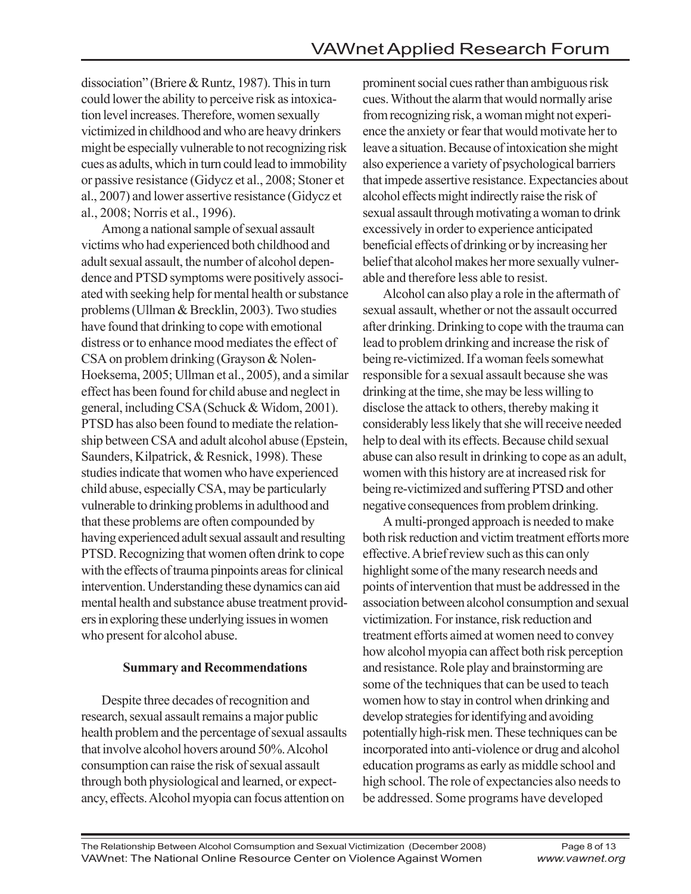dissociation" (Briere & Runtz, 1987). This in turn could lower the ability to perceive risk as intoxication level increases. Therefore, women sexually victimized in childhood and who are heavy drinkers might be especially vulnerable to not recognizing risk cues as adults, which in turn could lead to immobility or passive resistance (Gidycz et al., 2008; Stoner et al., 2007) and lower assertive resistance (Gidycz et al., 2008; Norris et al., 1996).

Among a national sample of sexual assault victims who had experienced both childhood and adult sexual assault, the number of alcohol dependence and PTSD symptoms were positively associated with seeking help for mental health or substance problems (Ullman & Brecklin, 2003). Two studies have found that drinking to cope with emotional distress or to enhance mood mediates the effect of CSA on problem drinking (Grayson & Nolen-Hoeksema, 2005; Ullman et al., 2005), and a similar effect has been found for child abuse and neglect in general, including CSA (Schuck & Widom, 2001). PTSD has also been found to mediate the relationship between CSA and adult alcohol abuse (Epstein, Saunders, Kilpatrick, & Resnick, 1998). These studies indicate that women who have experienced child abuse, especially CSA, may be particularly vulnerable to drinking problems in adulthood and that these problems are often compounded by having experienced adult sexual assault and resulting PTSD. Recognizing that women often drink to cope with the effects of trauma pinpoints areas for clinical intervention. Understanding these dynamics can aid mental health and substance abuse treatment providers in exploring these underlying issues in women who present for alcohol abuse.

### Summary and Recommendations

Despite three decades of recognition and research, sexual assault remains a major public health problem and the percentage of sexual assaults that involve alcohol hovers around 50%. Alcohol consumption can raise the risk of sexual assault through both physiological and learned, or expectancy, effects. Alcohol myopia can focus attention on prominent social cues rather than ambiguous risk cues. Without the alarm that would normally arise from recognizing risk, a woman might not experience the anxiety or fear that would motivate her to leave a situation. Because of intoxication she might also experience a variety of psychological barriers that impede assertive resistance. Expectancies about alcohol effects might indirectly raise the risk of sexual assault through motivating a woman to drink excessively in order to experience anticipated beneficial effects of drinking or by increasing her belief that alcohol makes her more sexually vulnerable and therefore less able to resist.

Alcohol can also play a role in the aftermath of sexual assault, whether or not the assault occurred after drinking. Drinking to cope with the trauma can lead to problem drinking and increase the risk of being re-victimized. If a woman feels somewhat responsible for a sexual assault because she was drinking at the time, she may be less willing to disclose the attack to others, thereby making it considerably less likely that she will receive needed help to deal with its effects. Because child sexual abuse can also result in drinking to cope as an adult, women with this history are at increased risk for being re-victimized and suffering PTSD and other negative consequences from problem drinking.

A multi-pronged approach is needed to make both risk reduction and victim treatment efforts more effective. A brief review such as this can only highlight some of the many research needs and points of intervention that must be addressed in the association between alcohol consumption and sexual victimization. For instance, risk reduction and treatment efforts aimed at women need to convey how alcohol myopia can affect both risk perception and resistance. Role play and brainstorming are some of the techniques that can be used to teach women how to stay in control when drinking and develop strategies for identifying and avoiding potentially high-risk men. These techniques can be incorporated into anti-violence or drug and alcohol education programs as early as middle school and high school. The role of expectancies also needs to be addressed. Some programs have developed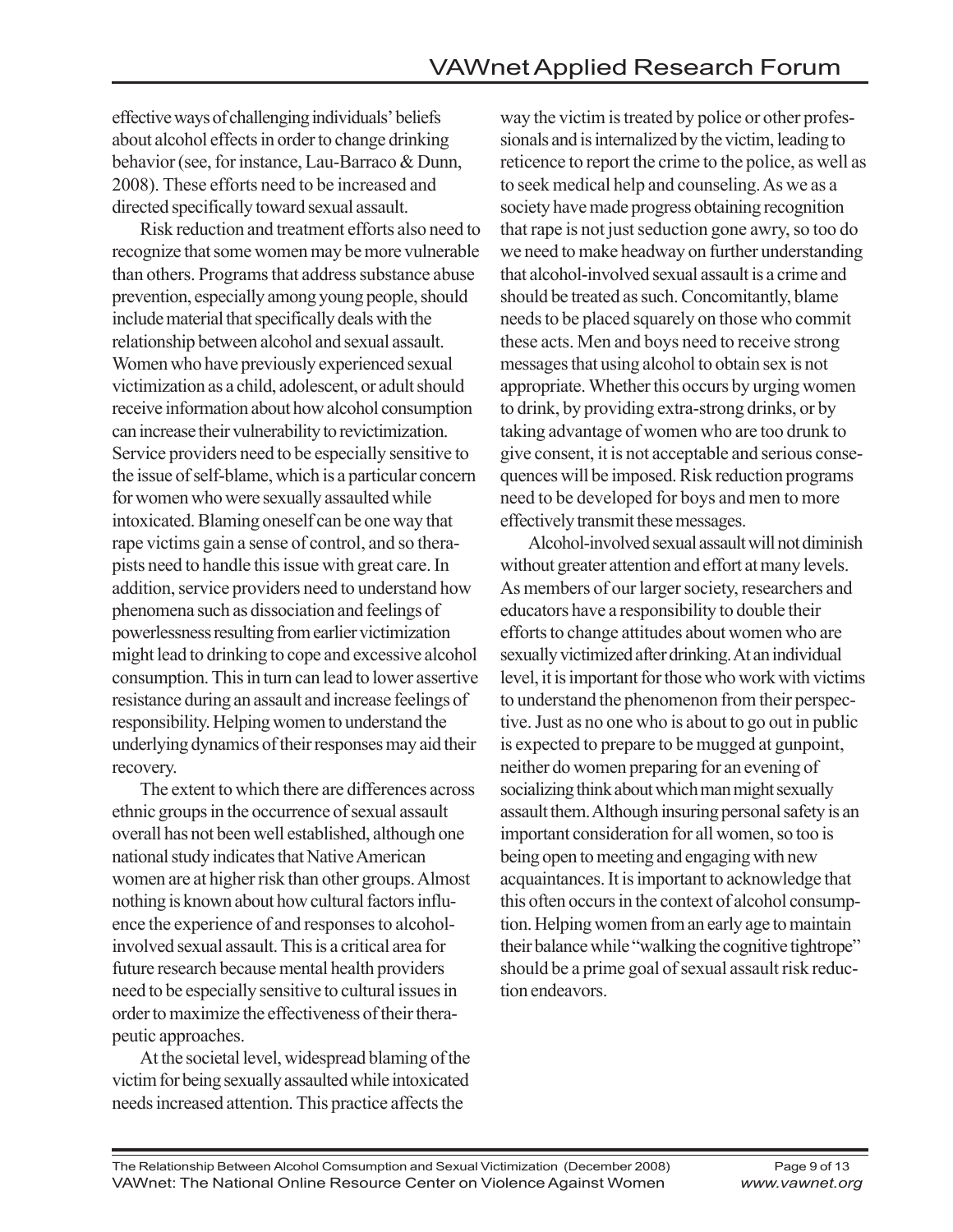effective ways of challenging individuals' beliefs about alcohol effects in order to change drinking behavior (see, for instance, Lau-Barraco & Dunn, 2008). These efforts need to be increased and directed specifically toward sexual assault.

Risk reduction and treatment efforts also need to recognize that some women may be more vulnerable than others. Programs that address substance abuse prevention, especially among young people, should include material that specifically deals with the relationship between alcohol and sexual assault. Women who have previously experienced sexual victimization as a child, adolescent, or adult should receive information about how alcohol consumption can increase their vulnerability to revictimization. Service providers need to be especially sensitive to the issue of self-blame, which is a particular concern for women who were sexually assaulted while intoxicated. Blaming oneself can be one way that rape victims gain a sense of control, and so therapists need to handle this issue with great care. In addition, service providers need to understand how phenomena such as dissociation and feelings of powerlessness resulting from earlier victimization might lead to drinking to cope and excessive alcohol consumption. This in turn can lead to lower assertive resistance during an assault and increase feelings of responsibility. Helping women to understand the underlying dynamics of their responses may aid their recovery.

The extent to which there are differences across ethnic groups in the occurrence of sexual assault overall has not been well established, although one national study indicates that Native American women are at higher risk than other groups. Almost nothing is known about how cultural factors influence the experience of and responses to alcohol-involved sexual assault. This is a critical area for future research because mental health providers need to be especially sensitive to cultural issues in order to maximize the effectiveness of their therapeutic approaches.

At the societal level, widespread blaming of the victim for being sexually assaulted while intoxicated needs increased attention. This practice affects the way the victim is treated by police or other professionals and is internalized by the victim, leading to reticence to report the crime to the police, as well as to seek medical help and counseling. As we as a society have made progress obtaining recognition that rape is not just seduction gone awry, so too do we need to make headway on further understanding that alcohol-involved sexual assault is a crime and should be treated as such. Concomitantly, blame needs to be placed squarely on those who commit these acts. Men and boys need to receive strong messages that using alcohol to obtain sex is not appropriate. Whether this occurs by urging women to drink, by providing extra-strong drinks, or by taking advantage of women who are too drunk to give consent, it is not acceptable and serious consequences will be imposed. Risk reduction programs need to be developed for boys and men to more effectively transmit these messages.

Alcohol-involved sexual assault will not diminish without greater attention and effort at many levels. As members of our larger society, researchers and educators have a responsibility to double their efforts to change attitudes about women who are sexually victimized after drinking. At an individual level, it is important for those who work with victims to understand the phenomenon from their perspective. Just as no one who is about to go out in public is expected to prepare to be mugged at gunpoint, neither do women preparing for an evening of socializing think about which man might sexually assault them. Although insuring personal safety is an important consideration for all women, so too is being open to meeting and engaging with new acquaintances. It is important to acknowledge that this often occurs in the context of alcohol consumption. Helping women from an early age to maintain their balance while "walking the cognitive tightrope" should be a prime goal of sexual assault risk reduction endeavors.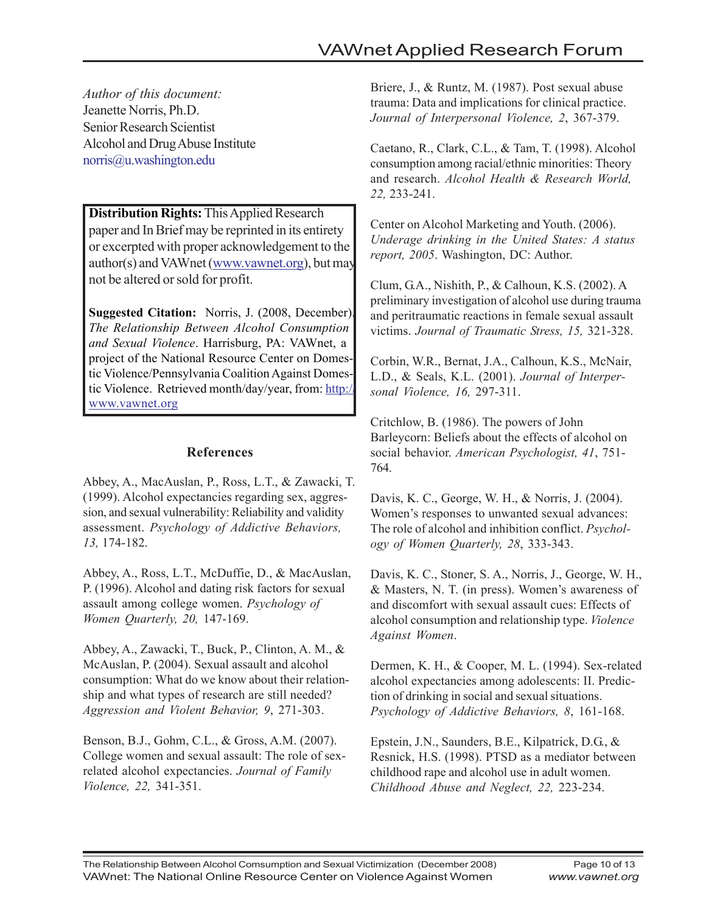*Author of this document:*
Jeanette Norris, Ph.D.
Senior Research Scientist
Alcohol and Drug Abuse Institute
norris@u.washington.edu

**Distribution Rights:** This Applied Research paper and In Brief may be reprinted in its entirety or excerpted with proper acknowledgement to the author(s) and VAWnet (www.vawnet.org), but may not be altered or sold for profit.

**Suggested Citation:** Norris, J. (2008, December). *The Relationship Between Alcohol Consumption and Sexual Violence*. Harrisburg, PA: VAWnet, a project of the National Resource Center on Domestic Violence/Pennsylvania Coalition Against Domestic Violence. Retrieved month/day/year, from: http://www.vawnet.org

## References

Abbey, A., MacAuslan, P., Ross, L.T., & Zawacki, T. (1999). Alcohol expectancies regarding sex, aggression, and sexual vulnerability: Reliability and validity assessment. *Psychology of Addictive Behaviors, 13,* 174-182.

Abbey, A., Ross, L.T., McDuffie, D., & MacAuslan, P. (1996). Alcohol and dating risk factors for sexual assault among college women. *Psychology of Women Quarterly, 20,* 147-169.

Abbey, A., Zawacki, T., Buck, P., Clinton, A. M., & McAuslan, P. (2004). Sexual assault and alcohol consumption: What do we know about their relationship and what types of research are still needed? *Aggression and Violent Behavior, 9*, 271-303.

Benson, B.J., Gohm, C.L., & Gross, A.M. (2007). College women and sexual assault: The role of sex-related alcohol expectancies. *Journal of Family Violence, 22,* 341-351.

Briere, J., & Runtz, M. (1987). Post sexual abuse trauma: Data and implications for clinical practice. *Journal of Interpersonal Violence, 2*, 367-379.

Caetano, R., Clark, C.L., & Tam, T. (1998). Alcohol consumption among racial/ethnic minorities: Theory and research. *Alcohol Health & Research World, 22,* 233-241.

Center on Alcohol Marketing and Youth. (2006). *Underage drinking in the United States: A status report, 2005*. Washington, DC: Author.

Clum, G.A., Nishith, P., & Calhoun, K.S. (2002). A preliminary investigation of alcohol use during trauma and peritraumatic reactions in female sexual assault victims. *Journal of Traumatic Stress, 15,* 321-328.

Corbin, W.R., Bernat, J.A., Calhoun, K.S., McNair, L.D., & Seals, K.L. (2001). *Journal of Interpersonal Violence, 16,* 297-311.

Critchlow, B. (1986). The powers of John Barleycorn: Beliefs about the effects of alcohol on social behavior. *American Psychologist, 41*, 751-764.

Davis, K. C., George, W. H., & Norris, J. (2004). Women's responses to unwanted sexual advances: The role of alcohol and inhibition conflict. *Psychology of Women Quarterly, 28*, 333-343.

Davis, K. C., Stoner, S. A., Norris, J., George, W. H., & Masters, N. T. (in press). Women's awareness of and discomfort with sexual assault cues: Effects of alcohol consumption and relationship type. *Violence Against Women*.

Dermen, K. H., & Cooper, M. L. (1994). Sex-related alcohol expectancies among adolescents: II. Prediction of drinking in social and sexual situations. *Psychology of Addictive Behaviors, 8*, 161-168.

Epstein, J.N., Saunders, B.E., Kilpatrick, D.G., & Resnick, H.S. (1998). PTSD as a mediator between childhood rape and alcohol use in adult women. *Childhood Abuse and Neglect, 22,* 223-234.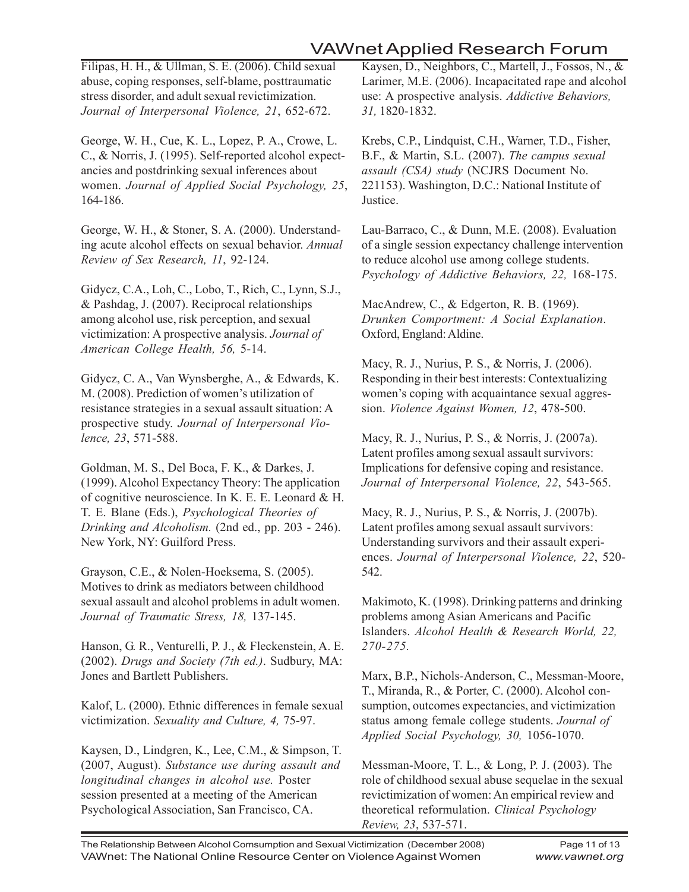Filipas, H. H., & Ullman, S. E. (2006). Child sexual abuse, coping responses, self-blame, posttraumatic stress disorder, and adult sexual revictimization. *Journal of Interpersonal Violence, 21*, 652-672.

George, W. H., Cue, K. L., Lopez, P. A., Crowe, L. C., & Norris, J. (1995). Self-reported alcohol expectancies and postdrinking sexual inferences about women. *Journal of Applied Social Psychology, 25*, 164-186.

George, W. H., & Stoner, S. A. (2000). Understanding acute alcohol effects on sexual behavior. *Annual Review of Sex Research, 11*, 92-124.

Gidycz, C.A., Loh, C., Lobo, T., Rich, C., Lynn, S.J., & Pashdag, J. (2007). Reciprocal relationships among alcohol use, risk perception, and sexual victimization: A prospective analysis. *Journal of American College Health, 56,* 5-14.

Gidycz, C. A., Van Wynsberghe, A., & Edwards, K. M. (2008). Prediction of women's utilization of resistance strategies in a sexual assault situation: A prospective study. *Journal of Interpersonal Violence, 23*, 571-588.

Goldman, M. S., Del Boca, F. K., & Darkes, J. (1999). Alcohol Expectancy Theory: The application of cognitive neuroscience. In K. E. E. Leonard & H. T. E. Blane (Eds.), *Psychological Theories of Drinking and Alcoholism.* (2nd ed., pp. 203 - 246). New York, NY: Guilford Press.

Grayson, C.E., & Nolen-Hoeksema, S. (2005). Motives to drink as mediators between childhood sexual assault and alcohol problems in adult women. *Journal of Traumatic Stress, 18,* 137-145.

Hanson, G. R., Venturelli, P. J., & Fleckenstein, A. E. (2002). *Drugs and Society (7th ed.).* Sudbury, MA: Jones and Bartlett Publishers.

Kalof, L. (2000). Ethnic differences in female sexual victimization. *Sexuality and Culture, 4,* 75-97.

Kaysen, D., Lindgren, K., Lee, C.M., & Simpson, T. (2007, August). *Substance use during assault and longitudinal changes in alcohol use.* Poster session presented at a meeting of the American Psychological Association, San Francisco, CA.

Kaysen, D., Neighbors, C., Martell, J., Fossos, N., & Larimer, M.E. (2006). Incapacitated rape and alcohol use: A prospective analysis. *Addictive Behaviors, 31,* 1820-1832.

Krebs, C.P., Lindquist, C.H., Warner, T.D., Fisher, B.F., & Martin, S.L. (2007). *The campus sexual assault (CSA) study* (NCJRS Document No. 221153). Washington, D.C.: National Institute of Justice.

Lau-Barraco, C., & Dunn, M.E. (2008). Evaluation of a single session expectancy challenge intervention to reduce alcohol use among college students. *Psychology of Addictive Behaviors, 22,* 168-175.

MacAndrew, C., & Edgerton, R. B. (1969). *Drunken Comportment: A Social Explanation*. Oxford, England: Aldine.

Macy, R. J., Nurius, P. S., & Norris, J. (2006). Responding in their best interests: Contextualizing women's coping with acquaintance sexual aggression. *Violence Against Women, 12*, 478-500.

Macy, R. J., Nurius, P. S., & Norris, J. (2007a). Latent profiles among sexual assault survivors: Implications for defensive coping and resistance. *Journal of Interpersonal Violence, 22*, 543-565.

Macy, R. J., Nurius, P. S., & Norris, J. (2007b). Latent profiles among sexual assault survivors: Understanding survivors and their assault experiences. *Journal of Interpersonal Violence, 22*, 520-542.

Makimoto, K. (1998). Drinking patterns and drinking problems among Asian Americans and Pacific Islanders. *Alcohol Health & Research World, 22, 270-275.*

Marx, B.P., Nichols-Anderson, C., Messman-Moore, T., Miranda, R., & Porter, C. (2000). Alcohol consumption, outcomes expectancies, and victimization status among female college students. *Journal of Applied Social Psychology, 30,* 1056-1070.

Messman-Moore, T. L., & Long, P. J. (2003). The role of childhood sexual abuse sequelae in the sexual revictimization of women: An empirical review and theoretical reformulation. *Clinical Psychology Review, 23*, 537-571.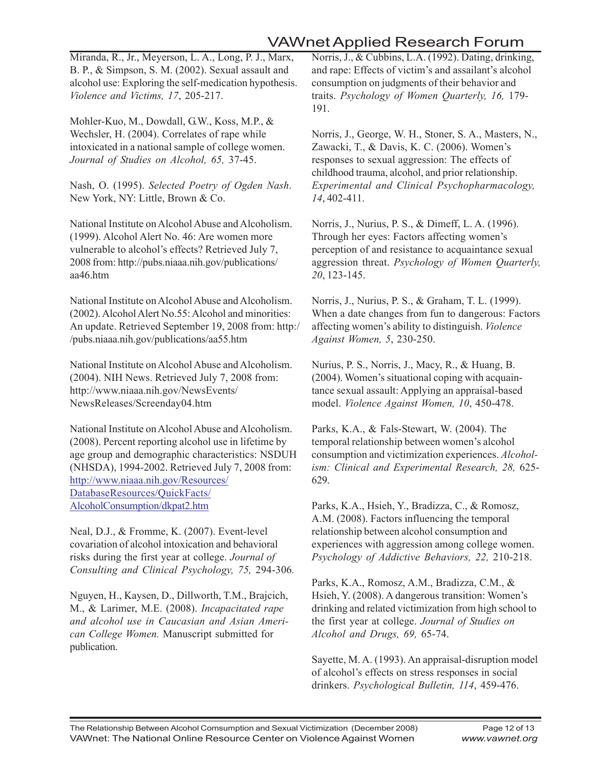Miranda, R., Jr., Meyerson, L. A., Long, P. J., Marx, B. P., & Simpson, S. M. (2002). Sexual assault and alcohol use: Exploring the self-medication hypothesis. *Violence and Victims, 17*, 205-217.

Mohler-Kuo, M., Dowdall, G.W., Koss, M.P., & Wechsler, H. (2004). Correlates of rape while intoxicated in a national sample of college women. *Journal of Studies on Alcohol, 65,* 37-45.

Nash, O. (1995). *Selected Poetry of Ogden Nash*. New York, NY: Little, Brown & Co.

National Institute on Alcohol Abuse and Alcoholism. (1999). Alcohol Alert No. 46: Are women more vulnerable to alcohol's effects? Retrieved July 7, 2008 from: http://pubs.niaaa.nih.gov/publications/aa46.htm

National Institute on Alcohol Abuse and Alcoholism. (2002). Alcohol Alert No.55: Alcohol and minorities: An update. Retrieved September 19, 2008 from: http://pubs.niaaa.nih.gov/publications/aa55.htm

National Institute on Alcohol Abuse and Alcoholism. (2004). NIH News. Retrieved July 7, 2008 from: http://www.niaaa.nih.gov/NewsEvents/NewsReleases/Screenday04.htm

National Institute on Alcohol Abuse and Alcoholism. (2008). Percent reporting alcohol use in lifetime by age group and demographic characteristics: NSDUH (NHSDA), 1994-2002. Retrieved July 7, 2008 from: http://www.niaaa.nih.gov/Resources/DatabaseResources/QuickFacts/AlcoholConsumption/dkpat2.htm

Neal, D.J., & Fromme, K. (2007). Event-level covariation of alcohol intoxication and behavioral risks during the first year at college. *Journal of Consulting and Clinical Psychology, 75,* 294-306.

Nguyen, H., Kaysen, D., Dillworth, T.M., Brajcich, M., & Larimer, M.E. (2008). *Incapacitated rape and alcohol use in Caucasian and Asian American College Women.* Manuscript submitted for publication.

Norris, J., & Cubbins, L.A. (1992). Dating, drinking, and rape: Effects of victim's and assailant's alcohol consumption on judgments of their behavior and traits. *Psychology of Women Quarterly, 16,* 179-191.

Norris, J., George, W. H., Stoner, S. A., Masters, N., Zawacki, T., & Davis, K. C. (2006). Women's responses to sexual aggression: The effects of childhood trauma, alcohol, and prior relationship. *Experimental and Clinical Psychopharmacology, 14*, 402-411.

Norris, J., Nurius, P. S., & Dimeff, L. A. (1996). Through her eyes: Factors affecting women's perception of and resistance to acquaintance sexual aggression threat. *Psychology of Women Quarterly, 20*, 123-145.

Norris, J., Nurius, P. S., & Graham, T. L. (1999). When a date changes from fun to dangerous: Factors affecting women's ability to distinguish. *Violence Against Women, 5*, 230-250.

Nurius, P. S., Norris, J., Macy, R., & Huang, B. (2004). Women's situational coping with acquaintance sexual assault: Applying an appraisal-based model. *Violence Against Women, 10*, 450-478.

Parks, K.A., & Fals-Stewart, W. (2004). The temporal relationship between women's alcohol consumption and victimization experiences. *Alcoholism: Clinical and Experimental Research, 28,* 625-629.

Parks, K.A., Hsieh, Y., Bradizza, C., & Romosz, A.M. (2008). Factors influencing the temporal relationship between alcohol consumption and experiences with aggression among college women. *Psychology of Addictive Behaviors, 22,* 210-218.

Parks, K.A., Romosz, A.M., Bradizza, C.M., & Hsieh, Y. (2008). A dangerous transition: Women's drinking and related victimization from high school to the first year at college. *Journal of Studies on Alcohol and Drugs, 69,* 65-74.

Sayette, M. A. (1993). An appraisal-disruption model of alcohol's effects on stress responses in social drinkers. *Psychological Bulletin, 114*, 459-476.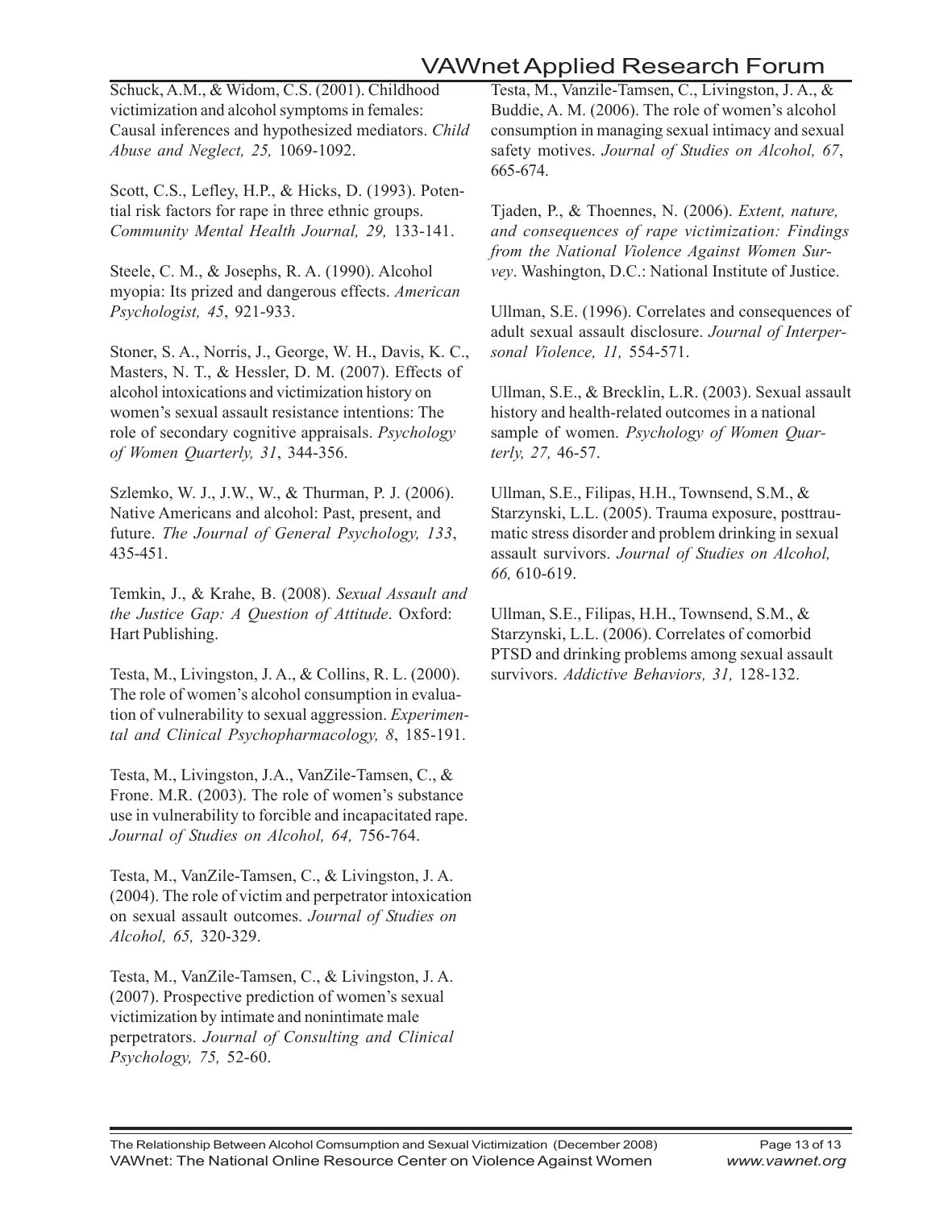Schuck, A.M., & Widom, C.S. (2001). Childhood victimization and alcohol symptoms in females: Causal inferences and hypothesized mediators. *Child Abuse and Neglect, 25,* 1069-1092.

Scott, C.S., Lefley, H.P., & Hicks, D. (1993). Potential risk factors for rape in three ethnic groups. *Community Mental Health Journal, 29,* 133-141.

Steele, C. M., & Josephs, R. A. (1990). Alcohol myopia: Its prized and dangerous effects. *American Psychologist, 45*, 921-933.

Stoner, S. A., Norris, J., George, W. H., Davis, K. C., Masters, N. T., & Hessler, D. M. (2007). Effects of alcohol intoxications and victimization history on women's sexual assault resistance intentions: The role of secondary cognitive appraisals. *Psychology of Women Quarterly, 31*, 344-356.

Szlemko, W. J., J.W., W., & Thurman, P. J. (2006). Native Americans and alcohol: Past, present, and future. *The Journal of General Psychology, 133*, 435-451.

Temkin, J., & Krahe, B. (2008). *Sexual Assault and the Justice Gap: A Question of Attitude*. Oxford: Hart Publishing.

Testa, M., Livingston, J. A., & Collins, R. L. (2000). The role of women's alcohol consumption in evaluation of vulnerability to sexual aggression. *Experimental and Clinical Psychopharmacology, 8*, 185-191.

Testa, M., Livingston, J.A., VanZile-Tamsen, C., & Frone. M.R. (2003). The role of women's substance use in vulnerability to forcible and incapacitated rape. *Journal of Studies on Alcohol, 64,* 756-764.

Testa, M., VanZile-Tamsen, C., & Livingston, J. A. (2004). The role of victim and perpetrator intoxication on sexual assault outcomes. *Journal of Studies on Alcohol, 65,* 320-329.

Testa, M., VanZile-Tamsen, C., & Livingston, J. A. (2007). Prospective prediction of women's sexual victimization by intimate and nonintimate male perpetrators. *Journal of Consulting and Clinical Psychology, 75,* 52-60.

Testa, M., Vanzile-Tamsen, C., Livingston, J. A., & Buddie, A. M. (2006). The role of women's alcohol consumption in managing sexual intimacy and sexual safety motives. *Journal of Studies on Alcohol, 67*, 665-674.

Tjaden, P., & Thoennes, N. (2006). *Extent, nature, and consequences of rape victimization: Findings from the National Violence Against Women Survey*. Washington, D.C.: National Institute of Justice.

Ullman, S.E. (1996). Correlates and consequences of adult sexual assault disclosure. *Journal of Interpersonal Violence, 11,* 554-571.

Ullman, S.E., & Brecklin, L.R. (2003). Sexual assault history and health-related outcomes in a national sample of women. *Psychology of Women Quarterly, 27,* 46-57.

Ullman, S.E., Filipas, H.H., Townsend, S.M., & Starzynski, L.L. (2005). Trauma exposure, posttraumatic stress disorder and problem drinking in sexual assault survivors. *Journal of Studies on Alcohol, 66,* 610-619.

Ullman, S.E., Filipas, H.H., Townsend, S.M., & Starzynski, L.L. (2006). Correlates of comorbid PTSD and drinking problems among sexual assault survivors. *Addictive Behaviors, 31,* 128-132.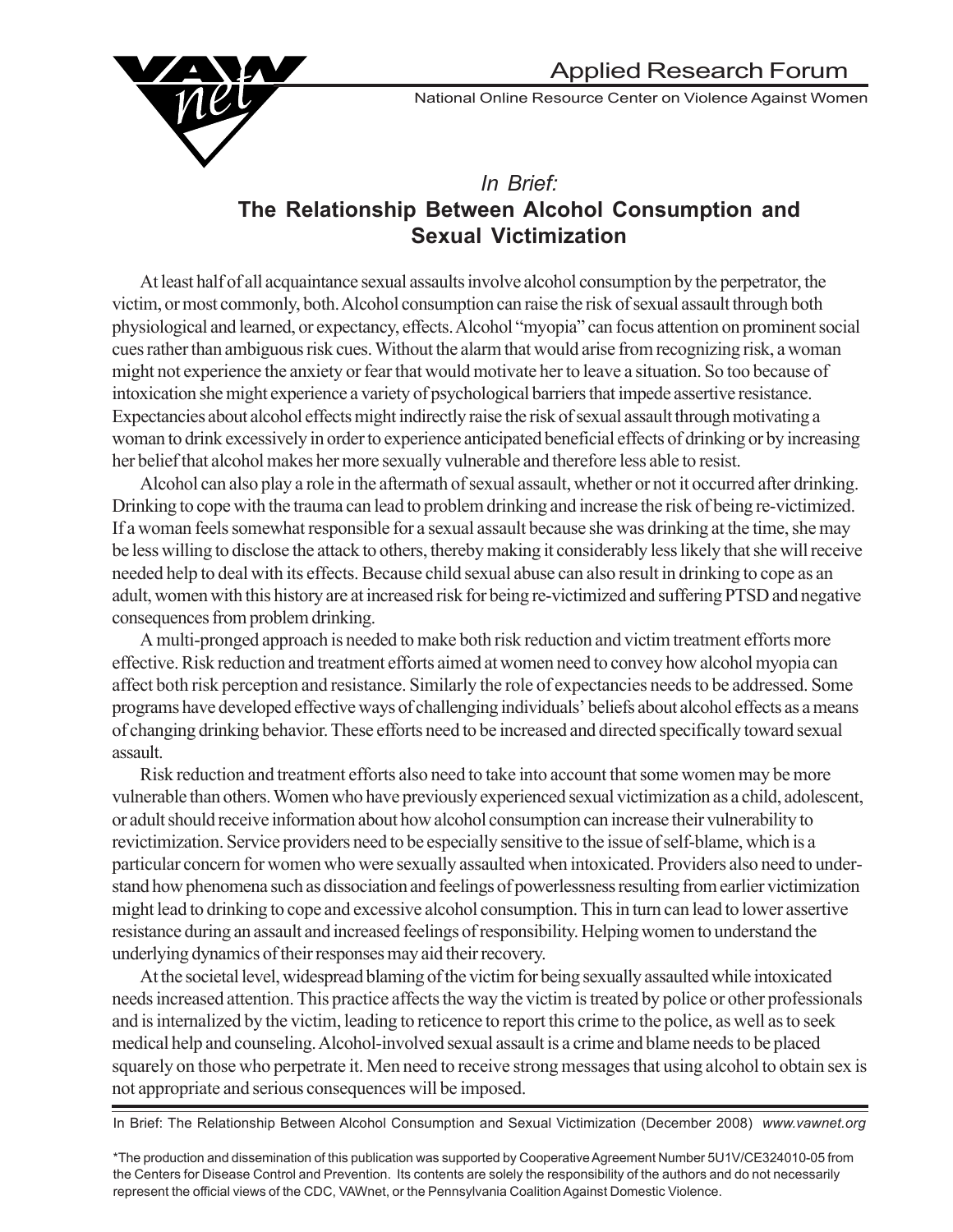Applied Research Forum

National Online Resource Center on Violence Against Women

## *In Brief:*
## The Relationship Between Alcohol Consumption and Sexual Victimization

At least half of all acquaintance sexual assaults involve alcohol consumption by the perpetrator, the victim, or most commonly, both. Alcohol consumption can raise the risk of sexual assault through both physiological and learned, or expectancy, effects. Alcohol "myopia" can focus attention on prominent social cues rather than ambiguous risk cues. Without the alarm that would arise from recognizing risk, a woman might not experience the anxiety or fear that would motivate her to leave a situation. So too because of intoxication she might experience a variety of psychological barriers that impede assertive resistance. Expectancies about alcohol effects might indirectly raise the risk of sexual assault through motivating a woman to drink excessively in order to experience anticipated beneficial effects of drinking or by increasing her belief that alcohol makes her more sexually vulnerable and therefore less able to resist.

Alcohol can also play a role in the aftermath of sexual assault, whether or not it occurred after drinking. Drinking to cope with the trauma can lead to problem drinking and increase the risk of being re-victimized. If a woman feels somewhat responsible for a sexual assault because she was drinking at the time, she may be less willing to disclose the attack to others, thereby making it considerably less likely that she will receive needed help to deal with its effects. Because child sexual abuse can also result in drinking to cope as an adult, women with this history are at increased risk for being re-victimized and suffering PTSD and negative consequences from problem drinking.

A multi-pronged approach is needed to make both risk reduction and victim treatment efforts more effective. Risk reduction and treatment efforts aimed at women need to convey how alcohol myopia can affect both risk perception and resistance. Similarly the role of expectancies needs to be addressed. Some programs have developed effective ways of challenging individuals' beliefs about alcohol effects as a means of changing drinking behavior. These efforts need to be increased and directed specifically toward sexual assault.

Risk reduction and treatment efforts also need to take into account that some women may be more vulnerable than others. Women who have previously experienced sexual victimization as a child, adolescent, or adult should receive information about how alcohol consumption can increase their vulnerability to revictimization. Service providers need to be especially sensitive to the issue of self-blame, which is a particular concern for women who were sexually assaulted when intoxicated. Providers also need to understand how phenomena such as dissociation and feelings of powerlessness resulting from earlier victimization might lead to drinking to cope and excessive alcohol consumption. This in turn can lead to lower assertive resistance during an assault and increased feelings of responsibility. Helping women to understand the underlying dynamics of their responses may aid their recovery.

At the societal level, widespread blaming of the victim for being sexually assaulted while intoxicated needs increased attention. This practice affects the way the victim is treated by police or other professionals and is internalized by the victim, leading to reticence to report this crime to the police, as well as to seek medical help and counseling. Alcohol-involved sexual assault is a crime and blame needs to be placed squarely on those who perpetrate it. Men need to receive strong messages that using alcohol to obtain sex is not appropriate and serious consequences will be imposed.

In Brief: The Relationship Between Alcohol Consumption and Sexual Victimization (December 2008) *www.vawnet.org*

*The production and dissemination of this publication was supported by Cooperative Agreement Number 5U1V/CE324010-05 from the Centers for Disease Control and Prevention. Its contents are solely the responsibility of the authors and do not necessarily represent the official views of the CDC, VAWnet, or the Pennsylvania Coalition Against Domestic Violence.